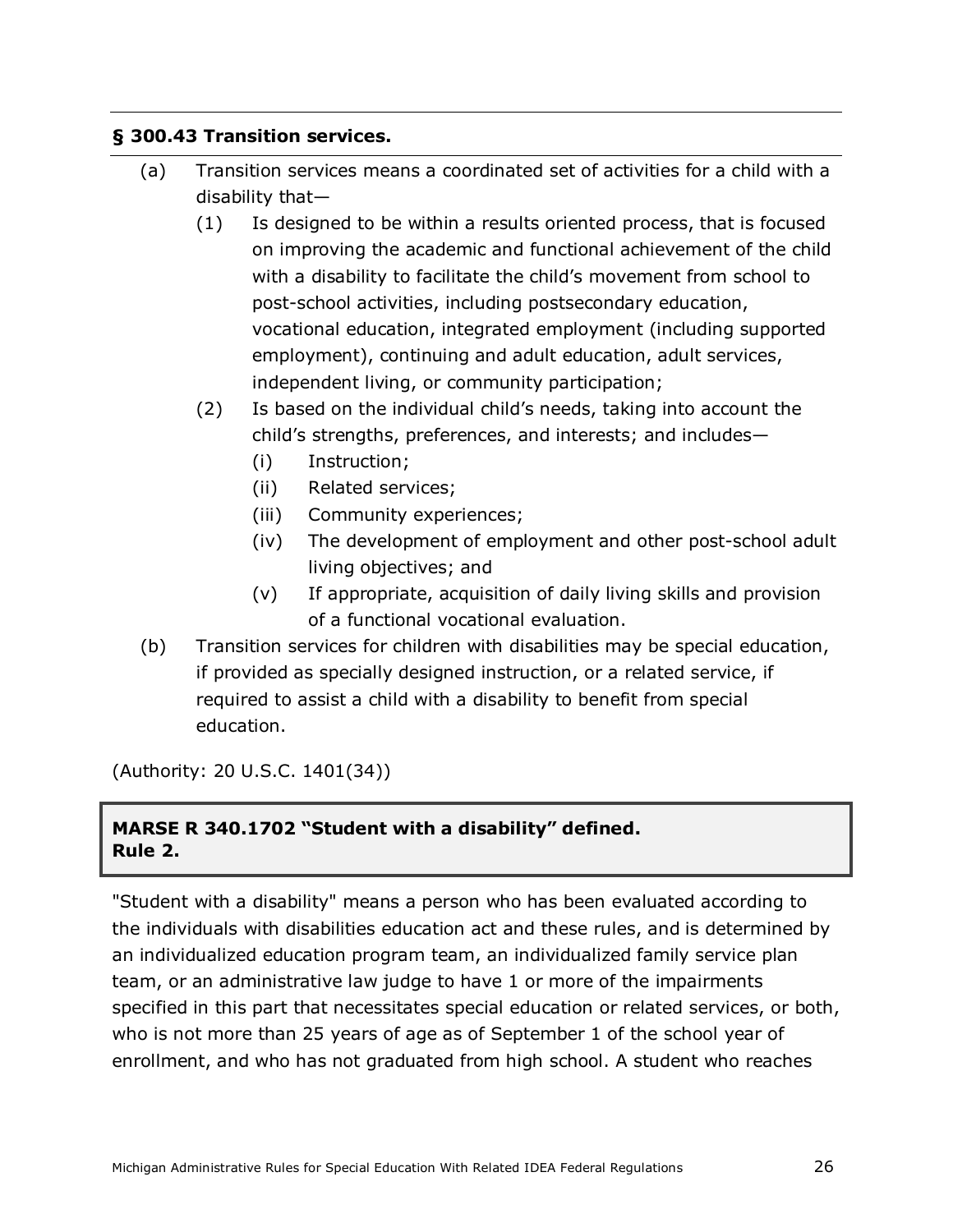### § 300.43 Transition services.

(a) Transition services means a coordinated set of activities for a child with a disability that—

(1) Is designed to be within a results oriented process, that is focused on improving the academic and functional achievement of the child with a disability to facilitate the child's movement from school to post-school activities, including postsecondary education, vocational education, integrated employment (including supported employment), continuing and adult education, adult services, independent living, or community participation;

(2) Is based on the individual child's needs, taking into account the child's strengths, preferences, and interests; and includes—

(i) Instruction;

(ii) Related services;

(iii) Community experiences;

(iv) The development of employment and other post-school adult living objectives; and

(v) If appropriate, acquisition of daily living skills and provision of a functional vocational evaluation.

(b) Transition services for children with disabilities may be special education, if provided as specially designed instruction, or a related service, if required to assist a child with a disability to benefit from special education.

(Authority: 20 U.S.C. 1401(34))

### MARSE R 340.1702 "Student with a disability" defined.
### Rule 2.

"Student with a disability" means a person who has been evaluated according to the individuals with disabilities education act and these rules, and is determined by an individualized education program team, an individualized family service plan team, or an administrative law judge to have 1 or more of the impairments specified in this part that necessitates special education or related services, or both, who is not more than 25 years of age as of September 1 of the school year of enrollment, and who has not graduated from high school. A student who reaches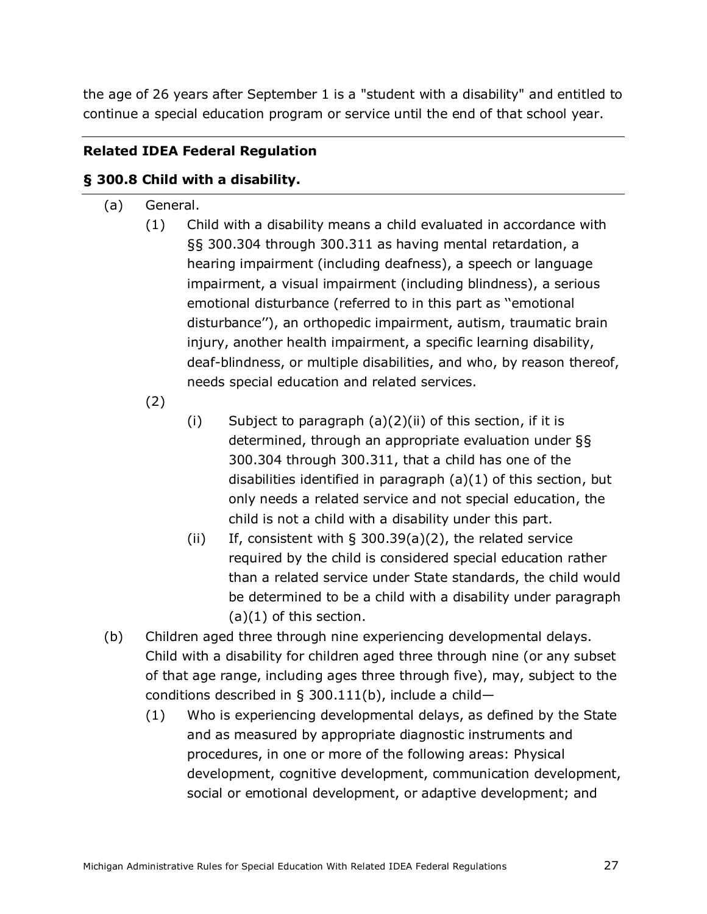the age of 26 years after September 1 is a "student with a disability" and entitled to continue a special education program or service until the end of that school year.

---

**Related IDEA Federal Regulation**

**§ 300.8 Child with a disability.**

(a) General.

(1) Child with a disability means a child evaluated in accordance with §§ 300.304 through 300.311 as having mental retardation, a hearing impairment (including deafness), a speech or language impairment, a visual impairment (including blindness), a serious emotional disturbance (referred to in this part as ''emotional disturbance''), an orthopedic impairment, autism, traumatic brain injury, another health impairment, a specific learning disability, deaf-blindness, or multiple disabilities, and who, by reason thereof, needs special education and related services.

(2)

(i) Subject to paragraph (a)(2)(ii) of this section, if it is determined, through an appropriate evaluation under §§ 300.304 through 300.311, that a child has one of the disabilities identified in paragraph (a)(1) of this section, but only needs a related service and not special education, the child is not a child with a disability under this part.

(ii) If, consistent with § 300.39(a)(2), the related service required by the child is considered special education rather than a related service under State standards, the child would be determined to be a child with a disability under paragraph (a)(1) of this section.

(b) Children aged three through nine experiencing developmental delays. Child with a disability for children aged three through nine (or any subset of that age range, including ages three through five), may, subject to the conditions described in § 300.111(b), include a child—

(1) Who is experiencing developmental delays, as defined by the State and as measured by appropriate diagnostic instruments and procedures, in one or more of the following areas: Physical development, cognitive development, communication development, social or emotional development, or adaptive development; and